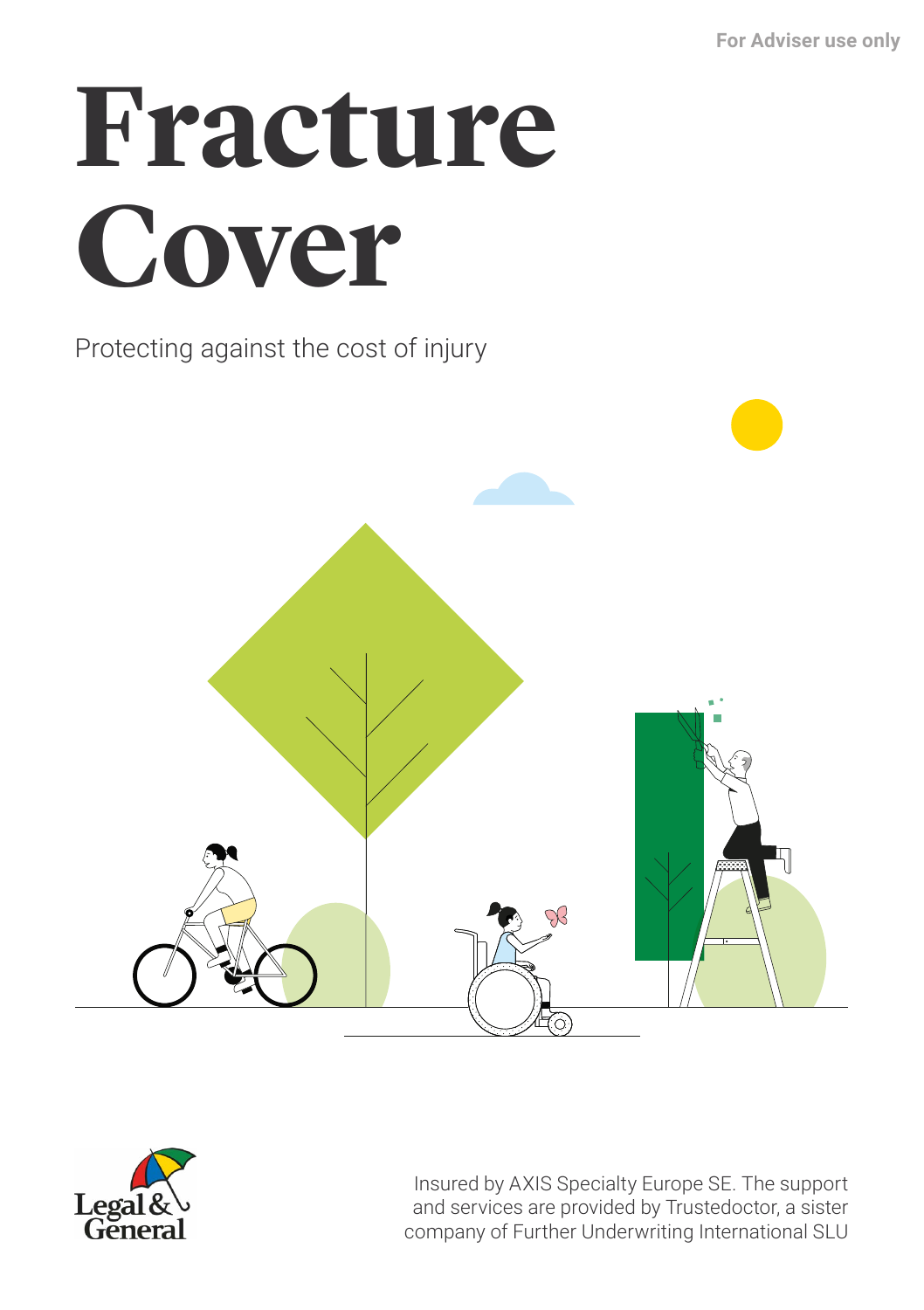For Adviser use only

# Fracture Cover

Protecting against the cost of injury

Legal & General

Insured by AXIS Specialty Europe SE. The support and services are provided by Trustedoctor, a sister company of Further Underwriting International SLU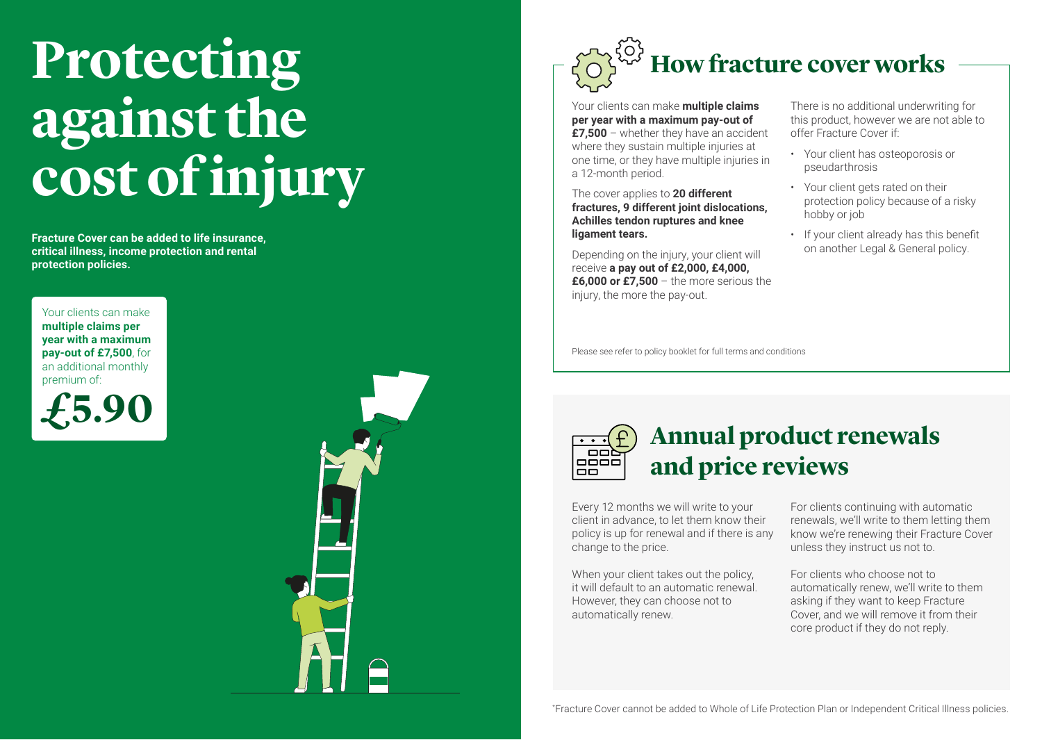# Protecting against the cost of injury

**Fracture Cover can be added to life insurance, critical illness, income protection and rental protection policies.**

Your clients can make **multiple claims per year with a maximum pay-out of £7,500**, for an additional monthly premium of:

**£5.90**

## How fracture cover works

Your clients can make **multiple claims per year with a maximum pay-out of £7,500** – whether they have an accident where they sustain multiple injuries at one time, or they have multiple injuries in a 12-month period.

The cover applies to **20 different fractures, 9 different joint dislocations, Achilles tendon ruptures and knee ligament tears.**

Depending on the injury, your client will receive **a pay out of £2,000, £4,000, £6,000 or £7,500** – the more serious the injury, the more the pay-out.

There is no additional underwriting for this product, however we are not able to offer Fracture Cover if:

- Your client has osteoporosis or pseudarthrosis
- Your client gets rated on their protection policy because of a risky hobby or job
- If your client already has this benefit on another Legal & General policy.

Please see refer to policy booklet for full terms and conditions

## Annual product renewals and price reviews

Every 12 months we will write to your client in advance, to let them know their policy is up for renewal and if there is any change to the price.

When your client takes out the policy, it will default to an automatic renewal. However, they can choose not to automatically renew.

For clients continuing with automatic renewals, we'll write to them letting them know we're renewing their Fracture Cover unless they instruct us not to.

For clients who choose not to automatically renew, we'll write to them asking if they want to keep Fracture Cover, and we will remove it from their core product if they do not reply.

*Fracture Cover cannot be added to Whole of Life Protection Plan or Independent Critical Illness policies.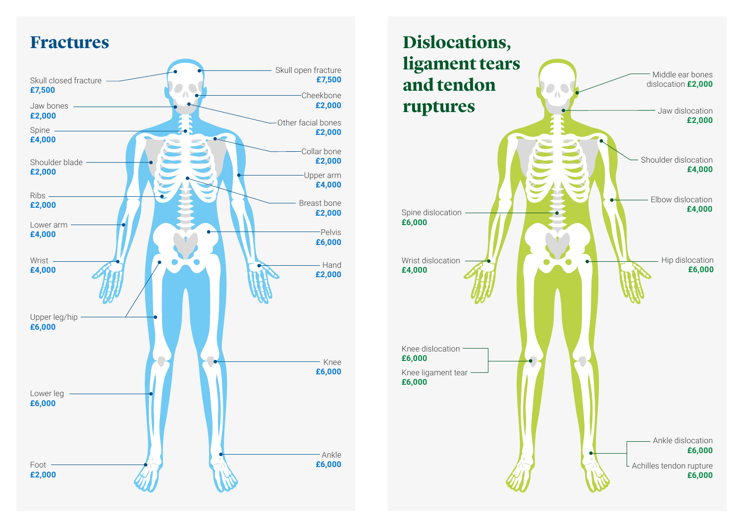# Fractures

Skull closed fracture
**£7,500**

Skull open fracture
**£7,500**

Cheekbone
**£2,000**

Jaw bones
**£2,000**

Other facial bones
**£2,000**

Spine
**£4,000**

Collar bone
**£2,000**

Shoulder blade
**£2,000**

Upper arm
**£4,000**

Ribs
**£2,000**

Breast bone
**£2,000**

Lower arm
**£4,000**

Pelvis
**£6,000**

Wrist
**£4,000**

Hand
**£2,000**

Upper leg/hip
**£6,000**

Knee
**£6,000**

Lower leg
**£6,000**

Ankle
**£6,000**

Foot
**£2,000**

# Dislocations, ligament tears and tendon ruptures

Middle ear bones dislocation **£2,000**

Jaw dislocation
**£2,000**

Shoulder dislocation
**£4,000**

Elbow dislocation
**£4,000**

Spine dislocation
**£6,000**

Wrist dislocation
**£4,000**

Hip dislocation
**£6,000**

Knee dislocation
**£6,000**

Knee ligament tear
**£6,000**

Ankle dislocation
**£6,000**

Achilles tendon rupture
**£6,000**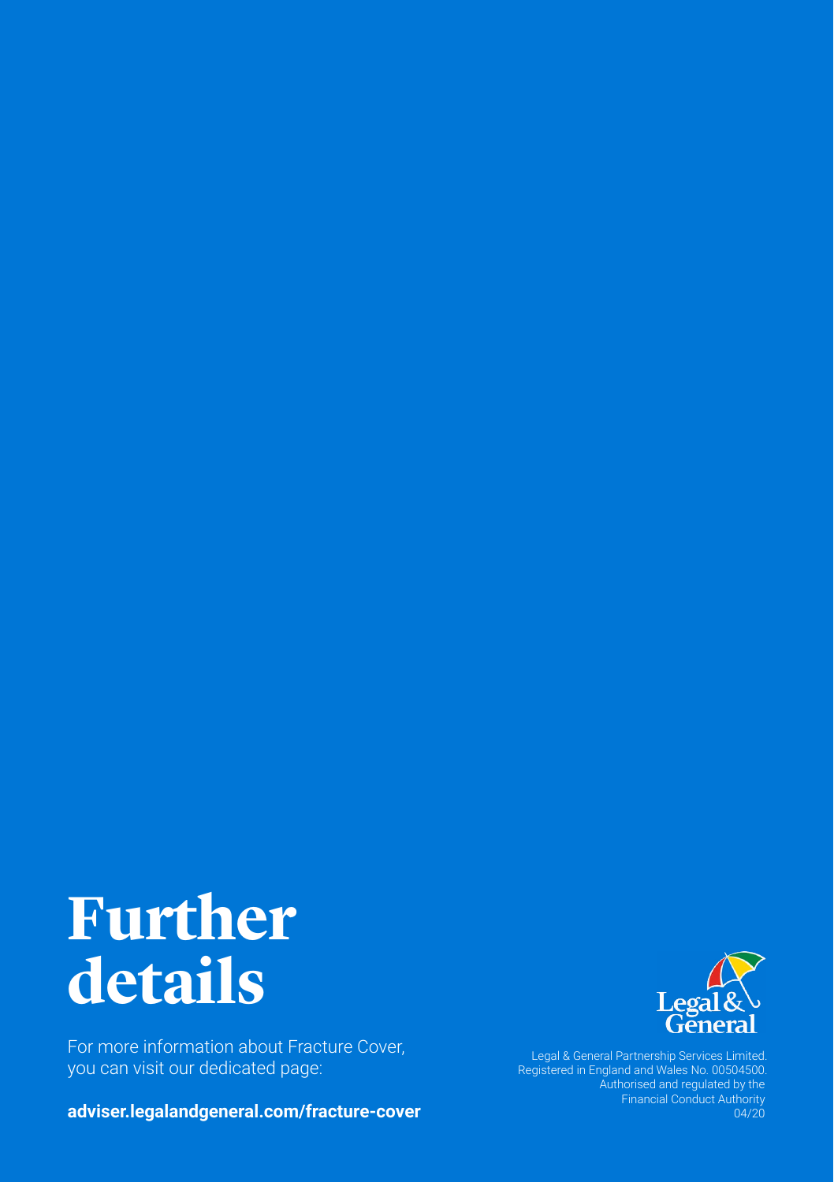# Further details

For more information about Fracture Cover, you can visit our dedicated page:

**adviser.legalandgeneral.com/fracture-cover**

Legal & General

Legal & General Partnership Services Limited.
Registered in England and Wales No. 00504500.
Authorised and regulated by the
Financial Conduct Authority
04/20